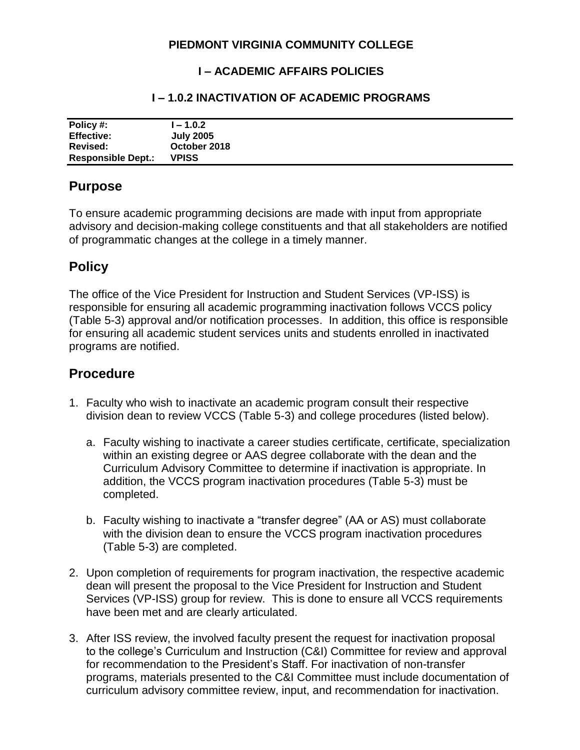**PIEDMONT VIRGINIA COMMUNITY COLLEGE**

**I – ACADEMIC AFFAIRS POLICIES**

**I – 1.0.2 INACTIVATION OF ACADEMIC PROGRAMS**

| | |
|---|---|
| **Policy #:** | **I – 1.0.2** |
| **Effective:** | **July 2005** |
| **Revised:** | **October 2018** |
| **Responsible Dept.:** | **VPISS** |

## Purpose

To ensure academic programming decisions are made with input from appropriate advisory and decision-making college constituents and that all stakeholders are notified of programmatic changes at the college in a timely manner.

## Policy

The office of the Vice President for Instruction and Student Services (VP-ISS) is responsible for ensuring all academic programming inactivation follows VCCS policy (Table 5-3) approval and/or notification processes. In addition, this office is responsible for ensuring all academic student services units and students enrolled in inactivated programs are notified.

## Procedure

1. Faculty who wish to inactivate an academic program consult their respective division dean to review VCCS (Table 5-3) and college procedures (listed below).

   a. Faculty wishing to inactivate a career studies certificate, certificate, specialization within an existing degree or AAS degree collaborate with the dean and the Curriculum Advisory Committee to determine if inactivation is appropriate. In addition, the VCCS program inactivation procedures (Table 5-3) must be completed.

   b. Faculty wishing to inactivate a "transfer degree" (AA or AS) must collaborate with the division dean to ensure the VCCS program inactivation procedures (Table 5-3) are completed.

2. Upon completion of requirements for program inactivation, the respective academic dean will present the proposal to the Vice President for Instruction and Student Services (VP-ISS) group for review. This is done to ensure all VCCS requirements have been met and are clearly articulated.

3. After ISS review, the involved faculty present the request for inactivation proposal to the college's Curriculum and Instruction (C&I) Committee for review and approval for recommendation to the President's Staff. For inactivation of non-transfer programs, materials presented to the C&I Committee must include documentation of curriculum advisory committee review, input, and recommendation for inactivation.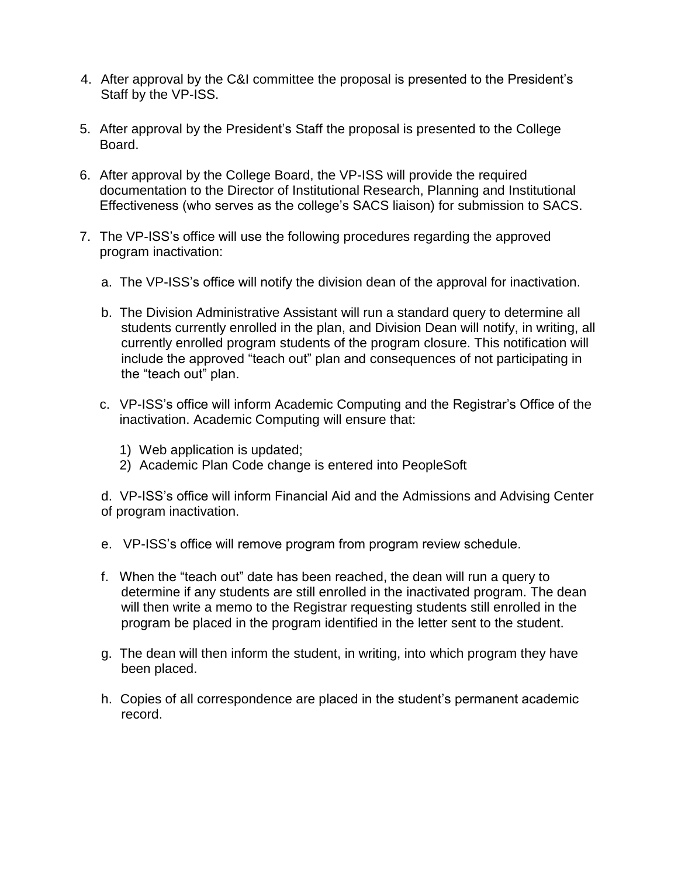4. After approval by the C&I committee the proposal is presented to the President's Staff by the VP-ISS.

5. After approval by the President's Staff the proposal is presented to the College Board.

6. After approval by the College Board, the VP-ISS will provide the required documentation to the Director of Institutional Research, Planning and Institutional Effectiveness (who serves as the college's SACS liaison) for submission to SACS.

7. The VP-ISS's office will use the following procedures regarding the approved program inactivation:

   a. The VP-ISS's office will notify the division dean of the approval for inactivation.

   b. The Division Administrative Assistant will run a standard query to determine all students currently enrolled in the plan, and Division Dean will notify, in writing, all currently enrolled program students of the program closure. This notification will include the approved "teach out" plan and consequences of not participating in the "teach out" plan.

   c. VP-ISS's office will inform Academic Computing and the Registrar's Office of the inactivation. Academic Computing will ensure that:

      1) Web application is updated;
      2) Academic Plan Code change is entered into PeopleSoft

   d. VP-ISS's office will inform Financial Aid and the Admissions and Advising Center of program inactivation.

   e. VP-ISS's office will remove program from program review schedule.

   f. When the "teach out" date has been reached, the dean will run a query to determine if any students are still enrolled in the inactivated program. The dean will then write a memo to the Registrar requesting students still enrolled in the program be placed in the program identified in the letter sent to the student.

   g. The dean will then inform the student, in writing, into which program they have been placed.

   h. Copies of all correspondence are placed in the student's permanent academic record.